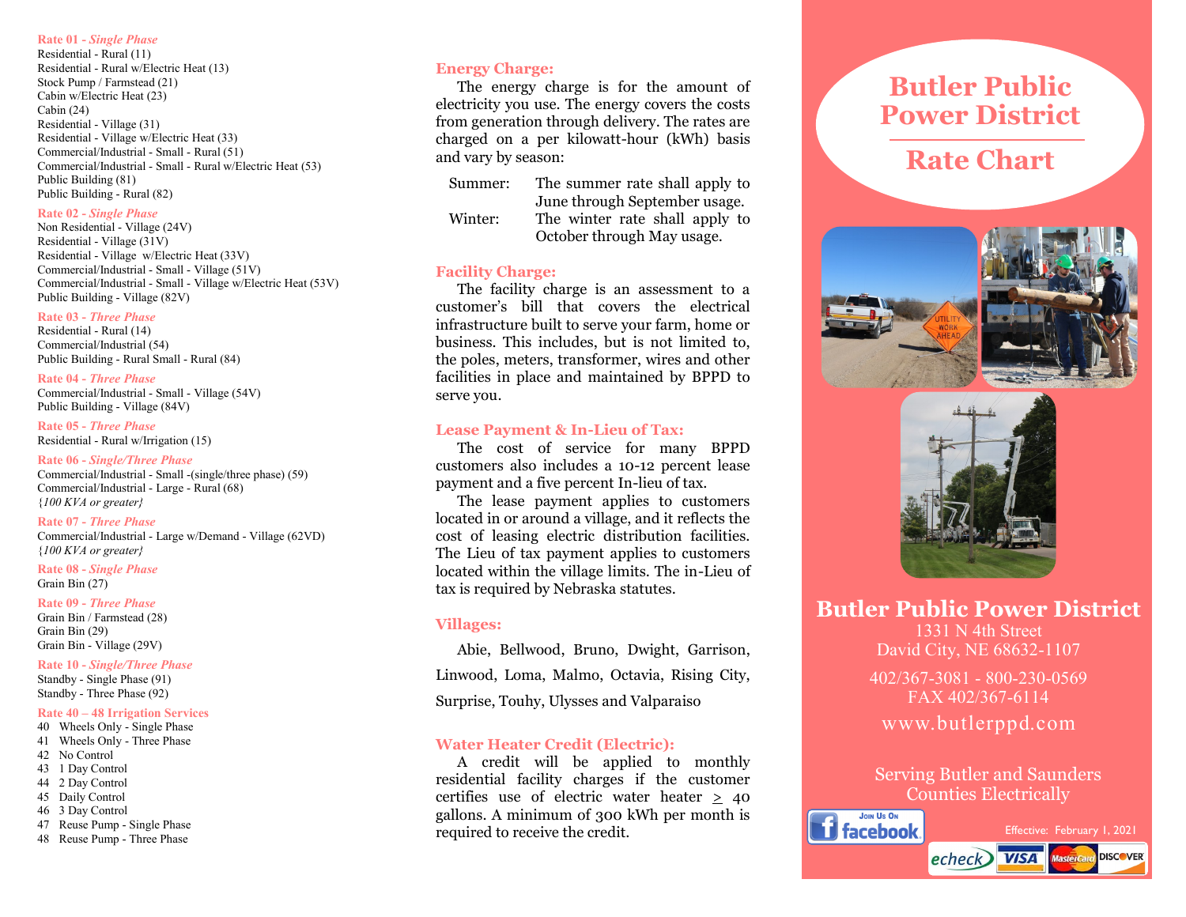**Rate 01 - *Single Phase***
Residential - Rural (11)
Residential - Rural w/Electric Heat (13)
Stock Pump / Farmstead (21)
Cabin w/Electric Heat (23)
Cabin (24)
Residential - Village (31)
Residential - Village w/Electric Heat (33)
Commercial/Industrial - Small - Rural (51)
Commercial/Industrial - Small - Rural w/Electric Heat (53)
Public Building (81)
Public Building - Rural (82)

**Rate 02 - *Single Phase***
Non Residential - Village (24V)
Residential - Village (31V)
Residential - Village w/Electric Heat (33V)
Commercial/Industrial - Small - Village (51V)
Commercial/Industrial - Small - Village w/Electric Heat (53V)
Public Building - Village (82V)

**Rate 03 - *Three Phase***
Residential - Rural (14)
Commercial/Industrial (54)
Public Building - Rural Small - Rural (84)

**Rate 04 - *Three Phase***
Commercial/Industrial - Small - Village (54V)
Public Building - Village (84V)

**Rate 05 - *Three Phase***
Residential - Rural w/Irrigation (15)

**Rate 06 - *Single/Three Phase***
Commercial/Industrial - Small -(single/three phase) (59)
Commercial/Industrial - Large - Rural (68)
*{100 KVA or greater}*

**Rate 07 - *Three Phase***
Commercial/Industrial - Large w/Demand - Village (62VD)
*{100 KVA or greater}*

**Rate 08 - *Single Phase***
Grain Bin (27)

**Rate 09 - *Three Phase***
Grain Bin / Farmstead (28)
Grain Bin (29)
Grain Bin - Village (29V)

**Rate 10 - *Single/Three Phase***
Standby - Single Phase (91)
Standby - Three Phase (92)

**Rate 40 – 48 Irrigation Services**
40 Wheels Only - Single Phase
41 Wheels Only - Three Phase
42 No Control
43 1 Day Control
44 2 Day Control
45 Daily Control
46 3 Day Control
47 Reuse Pump - Single Phase
48 Reuse Pump - Three Phase

## Energy Charge:

The energy charge is for the amount of electricity you use. The energy covers the costs from generation through delivery. The rates are charged on a per kilowatt-hour (kWh) basis and vary by season:

Summer: The summer rate shall apply to June through September usage.
Winter: The winter rate shall apply to October through May usage.

## Facility Charge:

The facility charge is an assessment to a customer's bill that covers the electrical infrastructure built to serve your farm, home or business. This includes, but is not limited to, the poles, meters, transformer, wires and other facilities in place and maintained by BPPD to serve you.

## Lease Payment & In-Lieu of Tax:

The cost of service for many BPPD customers also includes a 10-12 percent lease payment and a five percent In-lieu of tax.

The lease payment applies to customers located in or around a village, and it reflects the cost of leasing electric distribution facilities. The Lieu of tax payment applies to customers located within the village limits. The in-Lieu of tax is required by Nebraska statutes.

## Villages:

Abie, Bellwood, Bruno, Dwight, Garrison, Linwood, Loma, Malmo, Octavia, Rising City, Surprise, Touhy, Ulysses and Valparaiso

## Water Heater Credit (Electric):

A credit will be applied to monthly residential facility charges if the customer certifies use of electric water heater $\geq$ 40 gallons. A minimum of 300 kWh per month is required to receive the credit.

# Butler Public Power District

# Rate Chart

## Butler Public Power District

1331 N 4th Street
David City, NE 68632-1107

402/367-3081 - 800-230-0569
FAX 402/367-6114

www.butlerppd.com

Serving Butler and Saunders Counties Electrically

Join Us On facebook

Effective: February 1, 2021

echeck VISA MasterCard DISCOVER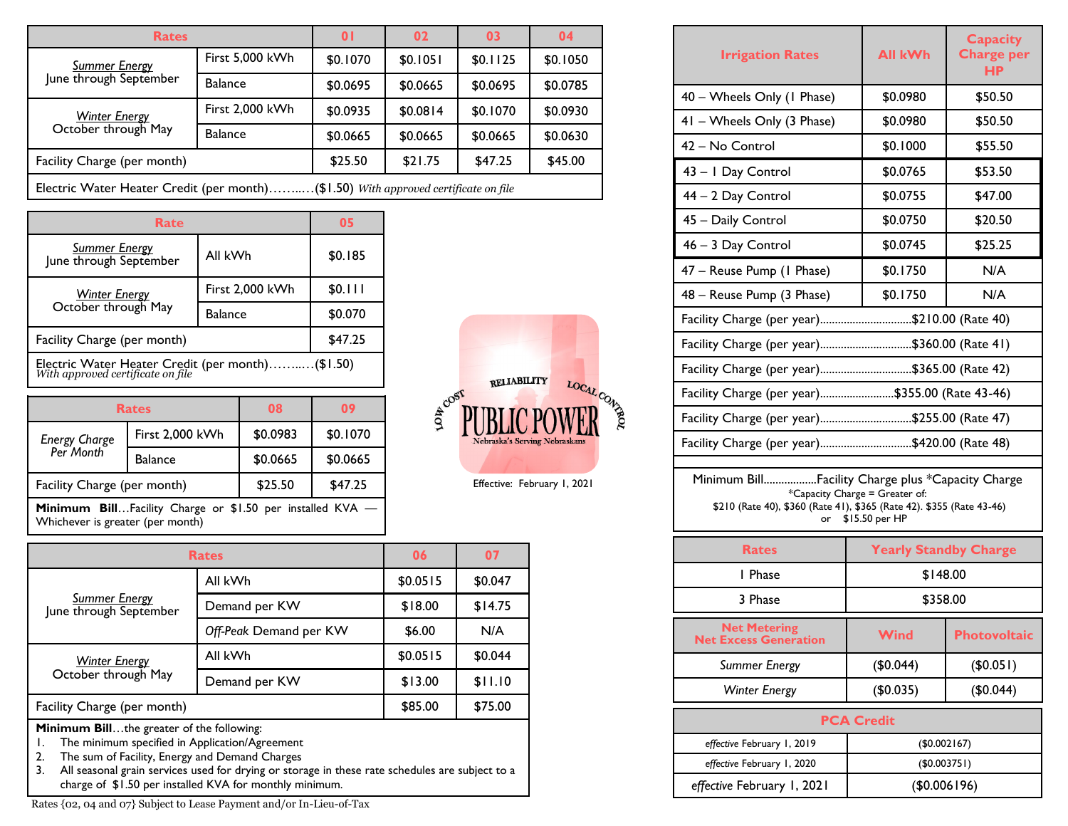| Rates | | 01 | 02 | 03 | 04 |
|---|---|---|---|---|---|
| *Summer Energy* June through September | First 5,000 kWh | $0.1070 | $0.1051 | $0.1125 | $0.1050 |
| | Balance | $0.0695 | $0.0665 | $0.0695 | $0.0785 |
| *Winter Energy* October through May | First 2,000 kWh | $0.0935 | $0.0814 | $0.1070 | $0.0930 |
| | Balance | $0.0665 | $0.0665 | $0.0665 | $0.0630 |
| Facility Charge (per month) | | $25.50 | $21.75 | $47.25 | $45.00 |
| Electric Water Heater Credit (per month)……..…($1.50) *With approved certificate on file* | | | | | |

| Rate | | 05 |
|---|---|---|
| *Summer Energy* June through September | All kWh | $0.185 |
| *Winter Energy* October through May | First 2,000 kWh | $0.111 |
| | Balance | $0.070 |
| Facility Charge (per month) | | $47.25 |
| Electric Water Heater Credit (per month)……..…($1.50) *With approved certificate on file* | | |

| Rates | | 08 | 09 |
|---|---|---|---|
| *Energy Charge Per Month* | First 2,000 kWh | $0.0983 | $0.1070 |
| | Balance | $0.0665 | $0.0665 |
| Facility Charge (per month) | | $25.50 | $47.25 |
| **Minimum Bill**…Facility Charge or $1.50 per installed KVA — Whichever is greater (per month) | | | |

| Rates | | 06 | 07 |
|---|---|---|---|
| *Summer Energy* June through September | All kWh | $0.0515 | $0.047 |
| | Demand per KW | $18.00 | $14.75 |
| | *Off-Peak* Demand per KW | $6.00 | N/A |
| *Winter Energy* October through May | All kWh | $0.0515 | $0.044 |
| | Demand per KW | $13.00 | $11.10 |
| Facility Charge (per month) | | $85.00 | $75.00 |

**Minimum Bill**…the greater of the following:
1. The minimum specified in Application/Agreement
2. The sum of Facility, Energy and Demand Charges
3. All seasonal grain services used for drying or storage in these rate schedules are subject to a charge of $1.50 per installed KVA for monthly minimum.

Rates {02, 04 and 07} Subject to Lease Payment and/or In-Lieu-of-Tax

LOW COST · RELIABILITY · LOCAL CONTROL

PUBLIC POWER

Nebraska's Serving Nebraskans

Effective: February 1, 2021

| Irrigation Rates | All kWh | Capacity Charge per HP |
|---|---|---|
| 40 – Wheels Only (1 Phase) | $0.0980 | $50.50 |
| 41 – Wheels Only (3 Phase) | $0.0980 | $50.50 |
| 42 – No Control | $0.1000 | $55.50 |
| 43 – 1 Day Control | $0.0765 | $53.50 |
| 44 – 2 Day Control | $0.0755 | $47.00 |
| 45 – Daily Control | $0.0750 | $20.50 |
| 46 – 3 Day Control | $0.0745 | $25.25 |
| 47 – Reuse Pump (1 Phase) | $0.1750 | N/A |
| 48 – Reuse Pump (3 Phase) | $0.1750 | N/A |
| Facility Charge (per year)…………………………$210.00 (Rate 40) | | |
| Facility Charge (per year)…………………………$360.00 (Rate 41) | | |
| Facility Charge (per year)…………………………$365.00 (Rate 42) | | |
| Facility Charge (per year)……………………$355.00 (Rate 43-46) | | |
| Facility Charge (per year)…………………………$255.00 (Rate 47) | | |
| Facility Charge (per year)…………………………$420.00 (Rate 48) | | |

Minimum Bill………………Facility Charge plus *Capacity Charge
*Capacity Charge = Greater of:
$210 (Rate 40), $360 (Rate 41), $365 (Rate 42). $355 (Rate 43-46)
or $15.50 per HP

| Rates | Yearly Standby Charge |
|---|---|
| 1 Phase | $148.00 |
| 3 Phase | $358.00 |

| Net Metering Net Excess Generation | Wind | Photovoltaic |
|---|---|---|
| *Summer Energy* | ($0.044) | ($0.051) |
| *Winter Energy* | ($0.035) | ($0.044) |

| PCA Credit | |
|---|---|
| *effective* February 1, 2019 | ($0.002167) |
| *effective* February 1, 2020 | ($0.003751) |
| *effective* February 1, 2021 | ($0.006196) |